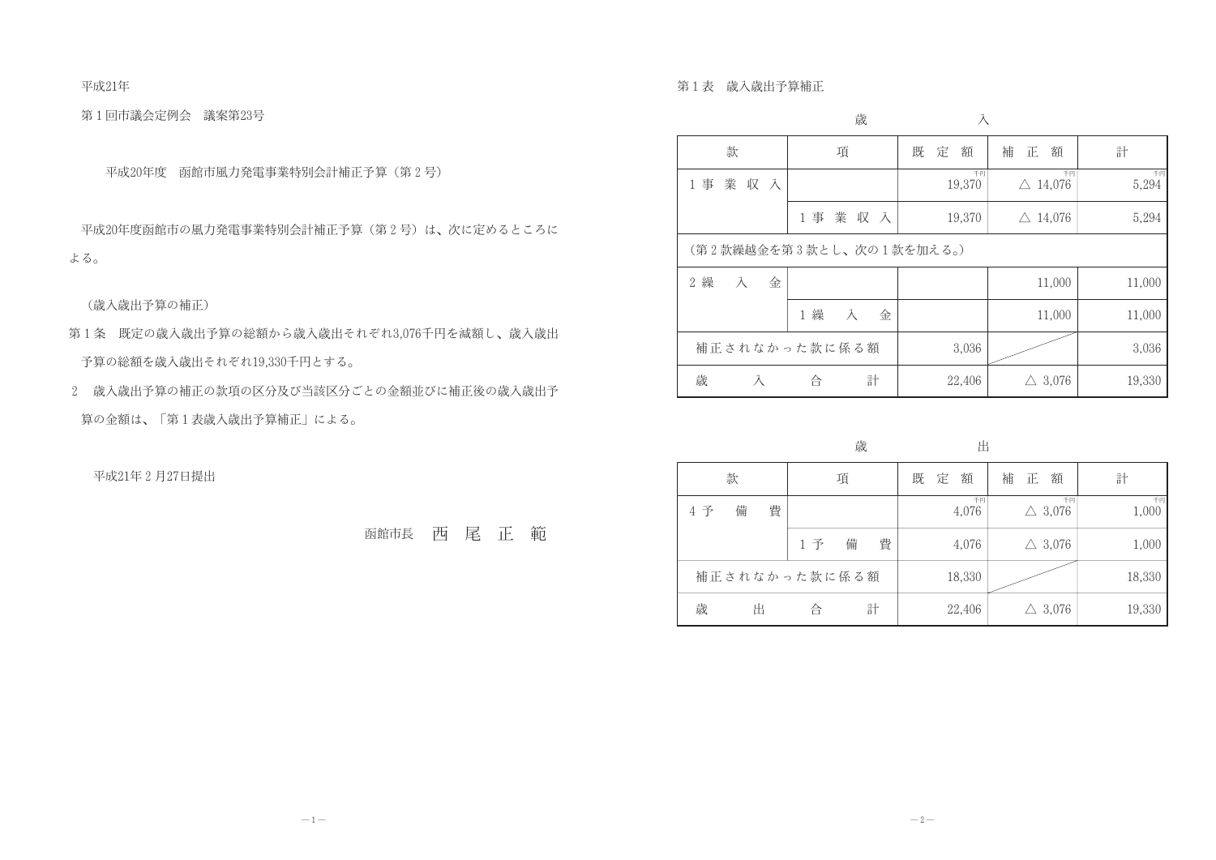平成21年

第１回市議会定例会　議案第23号

## 平成20年度　函館市風力発電事業特別会計補正予算（第２号）

平成20年度函館市の風力発電事業特別会計補正予算（第２号）は、次に定めるところによる。

（歳入歳出予算の補正）

第１条　既定の歳入歳出予算の総額から歳入歳出それぞれ3,076千円を減額し、歳入歳出予算の総額を歳入歳出それぞれ19,330千円とする。

２　歳入歳出予算の補正の款項の区分及び当該区分ごとの金額並びに補正後の歳入歳出予算の金額は、「第１表歳入歳出予算補正」による。

平成21年２月27日提出

函館市長　西　尾　正　範

第１表　歳入歳出予算補正

歳　入

| 款 | 項 | 既定額 | 補正額 | 計 |
|---|---|---|---|---|
| １事業収入 | | 千円 19,370 | 千円 △ 14,076 | 千円 5,294 |
| | １事業収入 | 19,370 | △ 14,076 | 5,294 |
| （第２款繰越金を第３款とし、次の１款を加える。） | | | | |
| ２繰入金 | | | 11,000 | 11,000 |
| | １繰入金 | | 11,000 | 11,000 |
| 補正されなかった款に係る額 | | 3,036 | | 3,036 |
| 歳入合計 | | 22,406 | △ 3,076 | 19,330 |

歳　出

| 款 | 項 | 既定額 | 補正額 | 計 |
|---|---|---|---|---|
| ４予備費 | | 千円 4,076 | 千円 △ 3,076 | 千円 1,000 |
| | １予備費 | 4,076 | △ 3,076 | 1,000 |
| 補正されなかった款に係る額 | | 18,330 | | 18,330 |
| 歳出合計 | | 22,406 | △ 3,076 | 19,330 |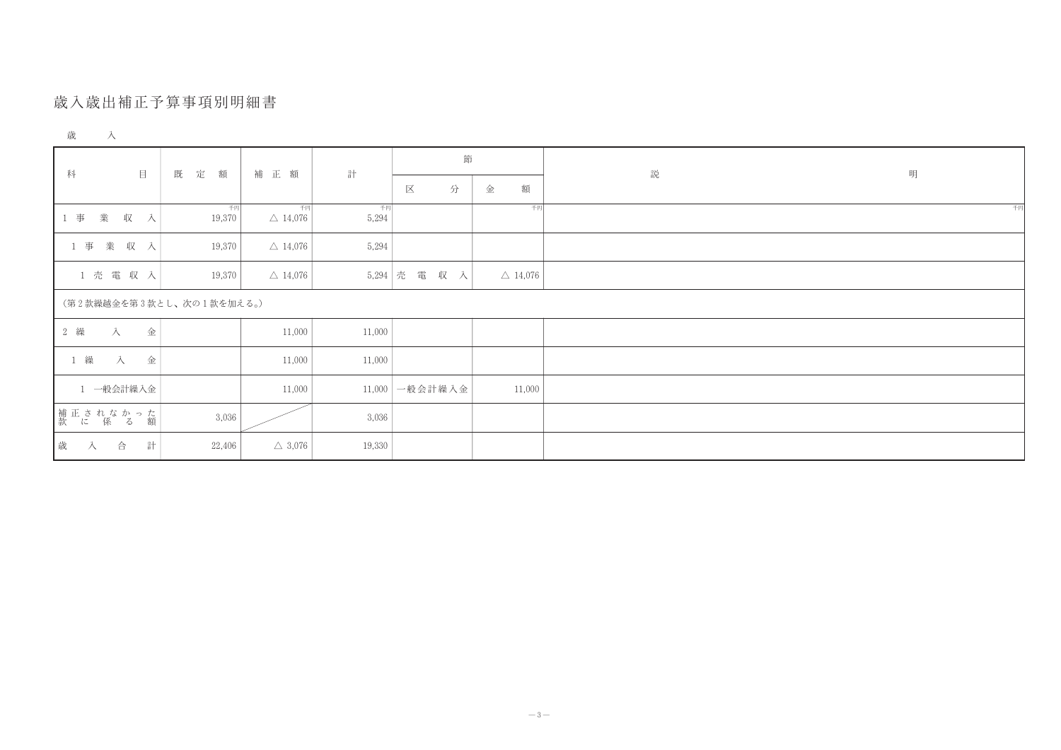# 歳入歳出補正予算事項別明細書

歳　入

| 科　目 | 既定額 | 補正額 | 計 | 節 | | 説明 |
|---|---|---|---|---|---|---|
| | | | | 区分 | 金額 | |
| 1 事業収入 | 千円<br>19,370 | 千円<br>△ 14,076 | 千円<br>5,294 | | 千円 | 千円 |
| 1 事業収入 | 19,370 | △ 14,076 | 5,294 | | | |
| 1 売電収入 | 19,370 | △ 14,076 | 5,294 | 売電収入 | △ 14,076 | |
| （第2款繰越金を第3款とし、次の1款を加える。） | | | | | | |
| 2 繰入金 | | 11,000 | 11,000 | | | |
| 1 繰入金 | | 11,000 | 11,000 | | | |
| 1 一般会計繰入金 | | 11,000 | 11,000 | 一般会計繰入金 | 11,000 | |
| 補正されなかった款に係る額 | 3,036 | | 3,036 | | | |
| 歳入合計 | 22,406 | △ 3,076 | 19,330 | | | |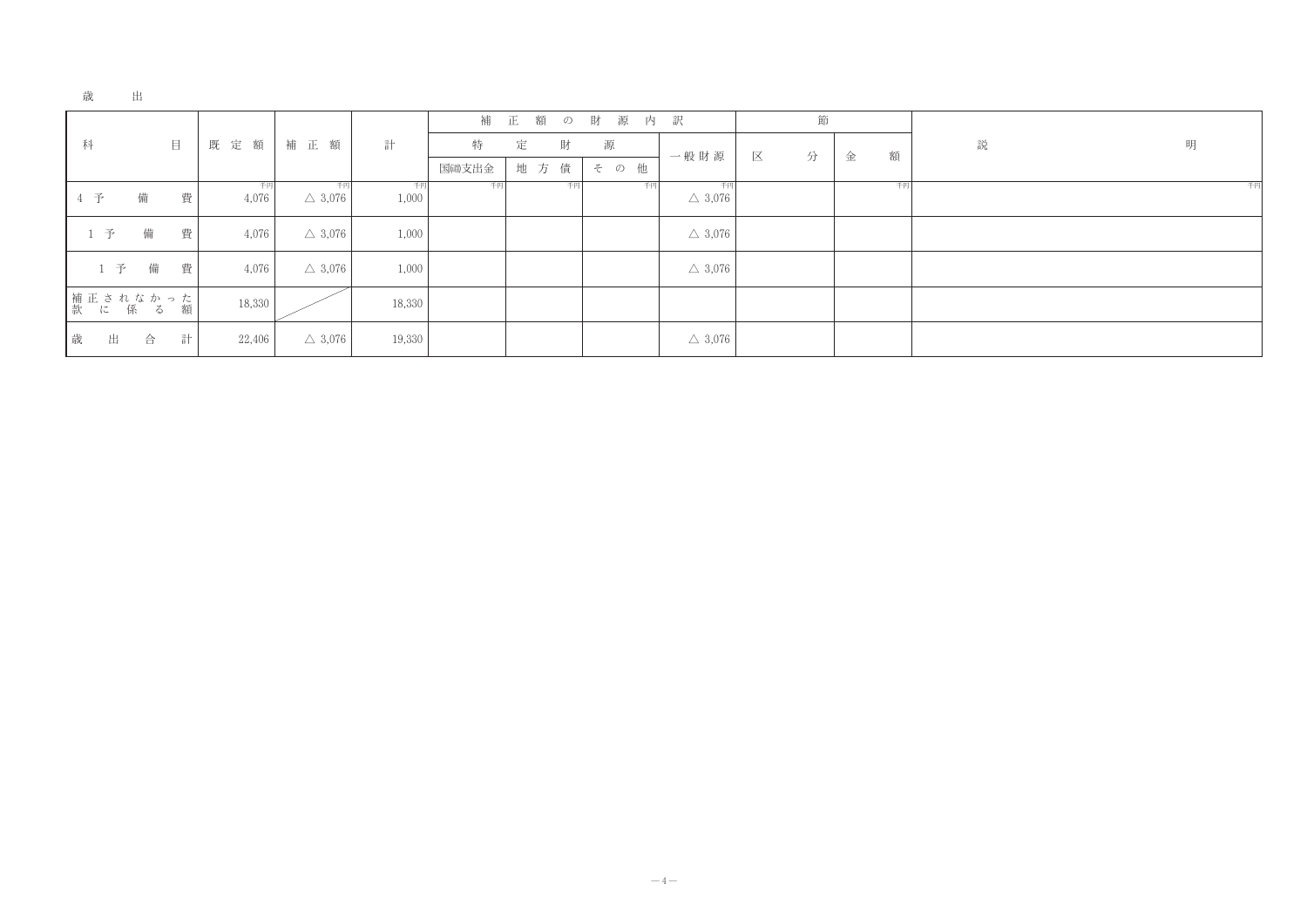歳　　出

| 科目 | 既定額 | 補正額 | 計 | 補正額の財源内訳 | | | | 節 | | 説明 |
|---|---|---|---|---|---|---|---|---|---|---|
| | | | | 特定財源 | | | 一般財源 | 区分 | 金額 | |
| | | | | 国庫支出金 | 地方債 | その他 | | | | |
| | 千円 | 千円 | 千円 | 千円 | 千円 | 千円 | 千円 | | 千円 | 千円 |
| 4 予備費 | 4,076 | △ 3,076 | 1,000 | | | | △ 3,076 | | | |
| 1 予備費 | 4,076 | △ 3,076 | 1,000 | | | | △ 3,076 | | | |
| 1 予備費 | 4,076 | △ 3,076 | 1,000 | | | | △ 3,076 | | | |
| 補正されなかった款に係る額 | 18,330 | | 18,330 | | | | | | | |
| 歳出合計 | 22,406 | △ 3,076 | 19,330 | | | | △ 3,076 | | | |